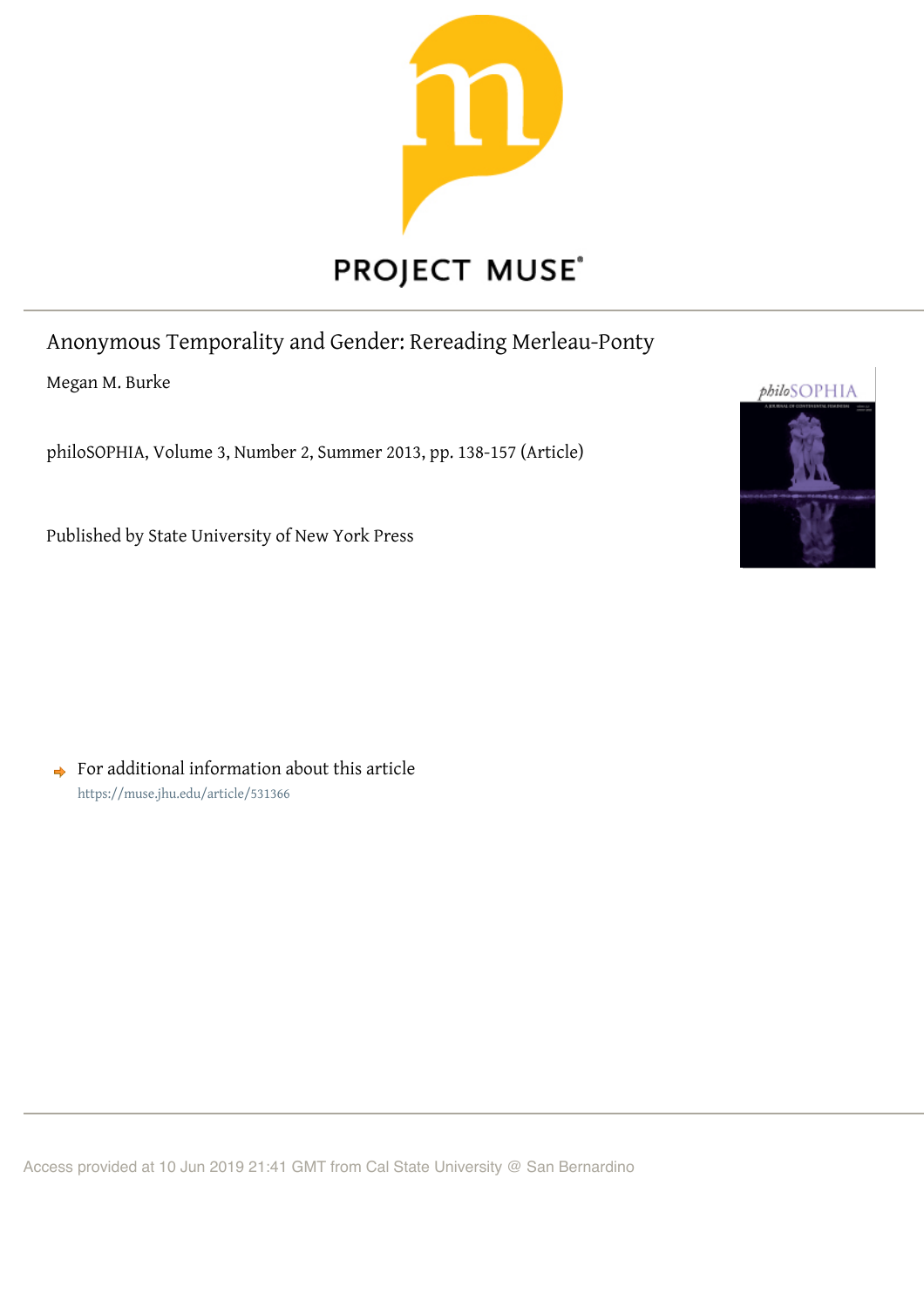PROJECT MUSE

# Anonymous Temporality and Gender: Rereading Merleau-Ponty

Megan M. Burke

philoSOPHIA, Volume 3, Number 2, Summer 2013, pp. 138-157 (Article)

Published by State University of New York Press

For additional information about this article
https://muse.jhu.edu/article/531366

Access provided at 10 Jun 2019 21:41 GMT from Cal State University @ San Bernardino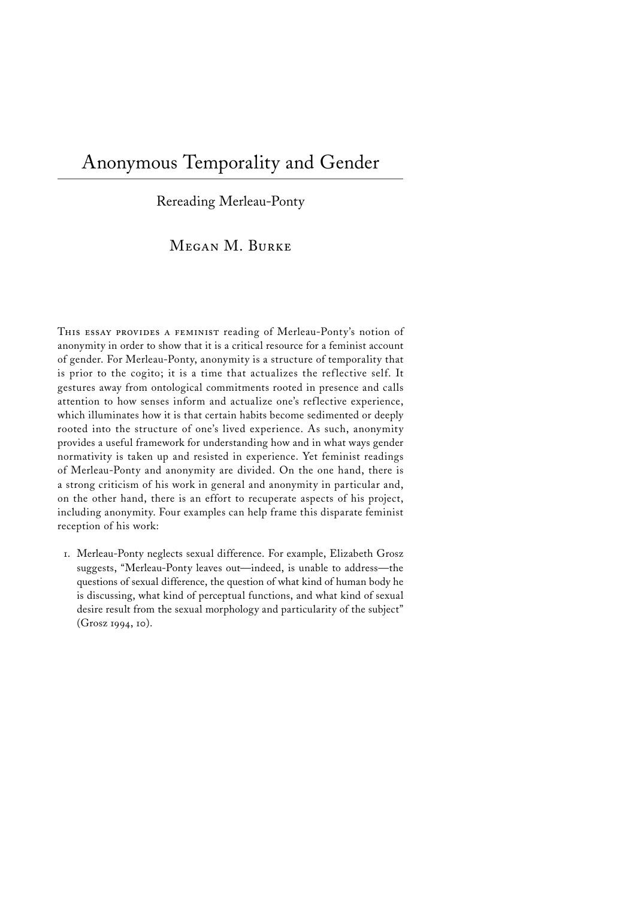# Anonymous Temporality and Gender

## Rereading Merleau-Ponty

### Megan M. Burke

This essay provides a feminist reading of Merleau-Ponty's notion of anonymity in order to show that it is a critical resource for a feminist account of gender. For Merleau-Ponty, anonymity is a structure of temporality that is prior to the cogito; it is a time that actualizes the reflective self. It gestures away from ontological commitments rooted in presence and calls attention to how senses inform and actualize one's reflective experience, which illuminates how it is that certain habits become sedimented or deeply rooted into the structure of one's lived experience. As such, anonymity provides a useful framework for understanding how and in what ways gender normativity is taken up and resisted in experience. Yet feminist readings of Merleau-Ponty and anonymity are divided. On the one hand, there is a strong criticism of his work in general and anonymity in particular and, on the other hand, there is an effort to recuperate aspects of his project, including anonymity. Four examples can help frame this disparate feminist reception of his work:

1. Merleau-Ponty neglects sexual difference. For example, Elizabeth Grosz suggests, "Merleau-Ponty leaves out—indeed, is unable to address—the questions of sexual difference, the question of what kind of human body he is discussing, what kind of perceptual functions, and what kind of sexual desire result from the sexual morphology and particularity of the subject" (Grosz 1994, 10).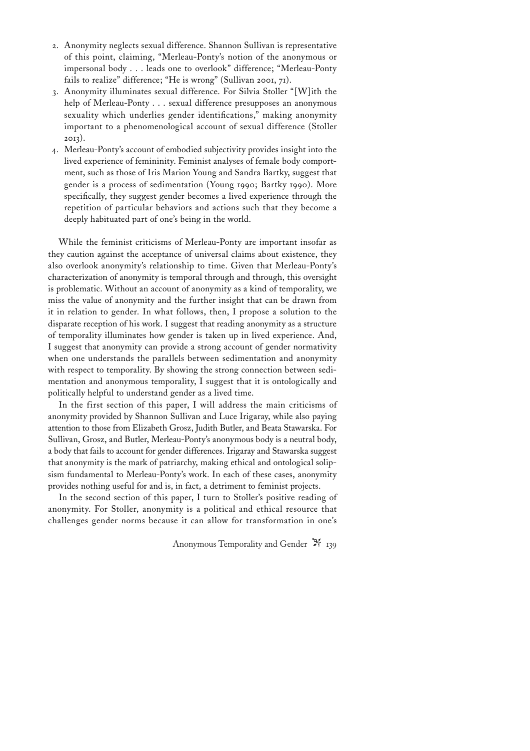2. Anonymity neglects sexual difference. Shannon Sullivan is representative of this point, claiming, "Merleau-Ponty's notion of the anonymous or impersonal body . . . leads one to overlook" difference; "Merleau-Ponty fails to realize" difference; "He is wrong" (Sullivan 2001, 71).
3. Anonymity illuminates sexual difference. For Silvia Stoller "[W]ith the help of Merleau-Ponty . . . sexual difference presupposes an anonymous sexuality which underlies gender identifications," making anonymity important to a phenomenological account of sexual difference (Stoller 2013).
4. Merleau-Ponty's account of embodied subjectivity provides insight into the lived experience of femininity. Feminist analyses of female body comportment, such as those of Iris Marion Young and Sandra Bartky, suggest that gender is a process of sedimentation (Young 1990; Bartky 1990). More specifically, they suggest gender becomes a lived experience through the repetition of particular behaviors and actions such that they become a deeply habituated part of one's being in the world.

While the feminist criticisms of Merleau-Ponty are important insofar as they caution against the acceptance of universal claims about existence, they also overlook anonymity's relationship to time. Given that Merleau-Ponty's characterization of anonymity is temporal through and through, this oversight is problematic. Without an account of anonymity as a kind of temporality, we miss the value of anonymity and the further insight that can be drawn from it in relation to gender. In what follows, then, I propose a solution to the disparate reception of his work. I suggest that reading anonymity as a structure of temporality illuminates how gender is taken up in lived experience. And, I suggest that anonymity can provide a strong account of gender normativity when one understands the parallels between sedimentation and anonymity with respect to temporality. By showing the strong connection between sedimentation and anonymous temporality, I suggest that it is ontologically and politically helpful to understand gender as a lived time.

In the first section of this paper, I will address the main criticisms of anonymity provided by Shannon Sullivan and Luce Irigaray, while also paying attention to those from Elizabeth Grosz, Judith Butler, and Beata Stawarska. For Sullivan, Grosz, and Butler, Merleau-Ponty's anonymous body is a neutral body, a body that fails to account for gender differences. Irigaray and Stawarska suggest that anonymity is the mark of patriarchy, making ethical and ontological solipsism fundamental to Merleau-Ponty's work. In each of these cases, anonymity provides nothing useful for and is, in fact, a detriment to feminist projects.

In the second section of this paper, I turn to Stoller's positive reading of anonymity. For Stoller, anonymity is a political and ethical resource that challenges gender norms because it can allow for transformation in one's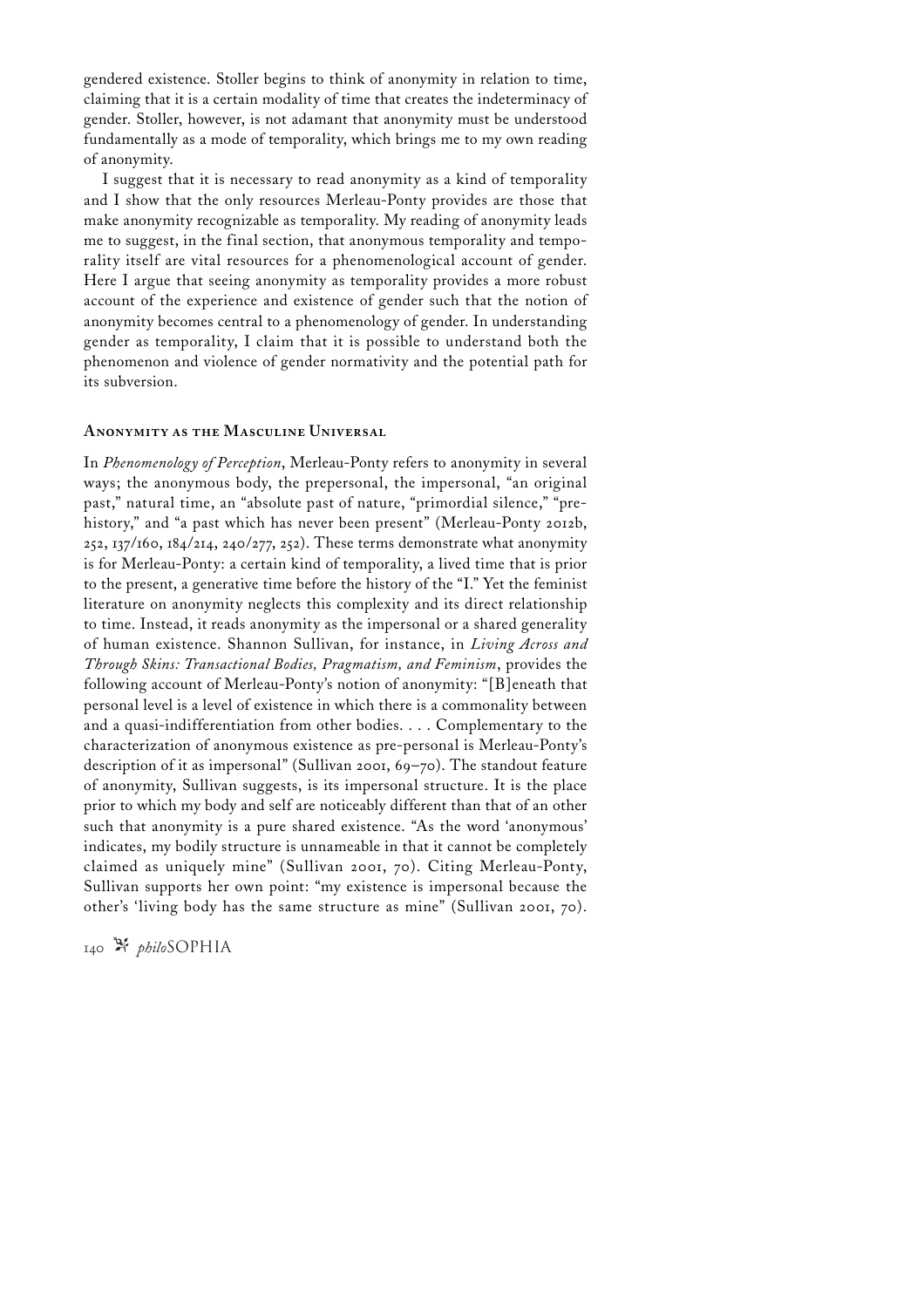gendered existence. Stoller begins to think of anonymity in relation to time, claiming that it is a certain modality of time that creates the indeterminacy of gender. Stoller, however, is not adamant that anonymity must be understood fundamentally as a mode of temporality, which brings me to my own reading of anonymity.

I suggest that it is necessary to read anonymity as a kind of temporality and I show that the only resources Merleau-Ponty provides are those that make anonymity recognizable as temporality. My reading of anonymity leads me to suggest, in the final section, that anonymous temporality and temporality itself are vital resources for a phenomenological account of gender. Here I argue that seeing anonymity as temporality provides a more robust account of the experience and existence of gender such that the notion of anonymity becomes central to a phenomenology of gender. In understanding gender as temporality, I claim that it is possible to understand both the phenomenon and violence of gender normativity and the potential path for its subversion.

## Anonymity as the Masculine Universal

In *Phenomenology of Perception*, Merleau-Ponty refers to anonymity in several ways; the anonymous body, the prepersonal, the impersonal, "an original past," natural time, an "absolute past of nature, "primordial silence," "prehistory," and "a past which has never been present" (Merleau-Ponty 2012b, 252, 137/160, 184/214, 240/277, 252). These terms demonstrate what anonymity is for Merleau-Ponty: a certain kind of temporality, a lived time that is prior to the present, a generative time before the history of the "I." Yet the feminist literature on anonymity neglects this complexity and its direct relationship to time. Instead, it reads anonymity as the impersonal or a shared generality of human existence. Shannon Sullivan, for instance, in *Living Across and Through Skins: Transactional Bodies, Pragmatism, and Feminism*, provides the following account of Merleau-Ponty's notion of anonymity: "[B]eneath that personal level is a level of existence in which there is a commonality between and a quasi-indifferentiation from other bodies. . . . Complementary to the characterization of anonymous existence as pre-personal is Merleau-Ponty's description of it as impersonal" (Sullivan 2001, 69–70). The standout feature of anonymity, Sullivan suggests, is its impersonal structure. It is the place prior to which my body and self are noticeably different than that of an other such that anonymity is a pure shared existence. "As the word 'anonymous' indicates, my bodily structure is unnameable in that it cannot be completely claimed as uniquely mine" (Sullivan 2001, 70). Citing Merleau-Ponty, Sullivan supports her own point: "my existence is impersonal because the other's 'living body has the same structure as mine" (Sullivan 2001, 70).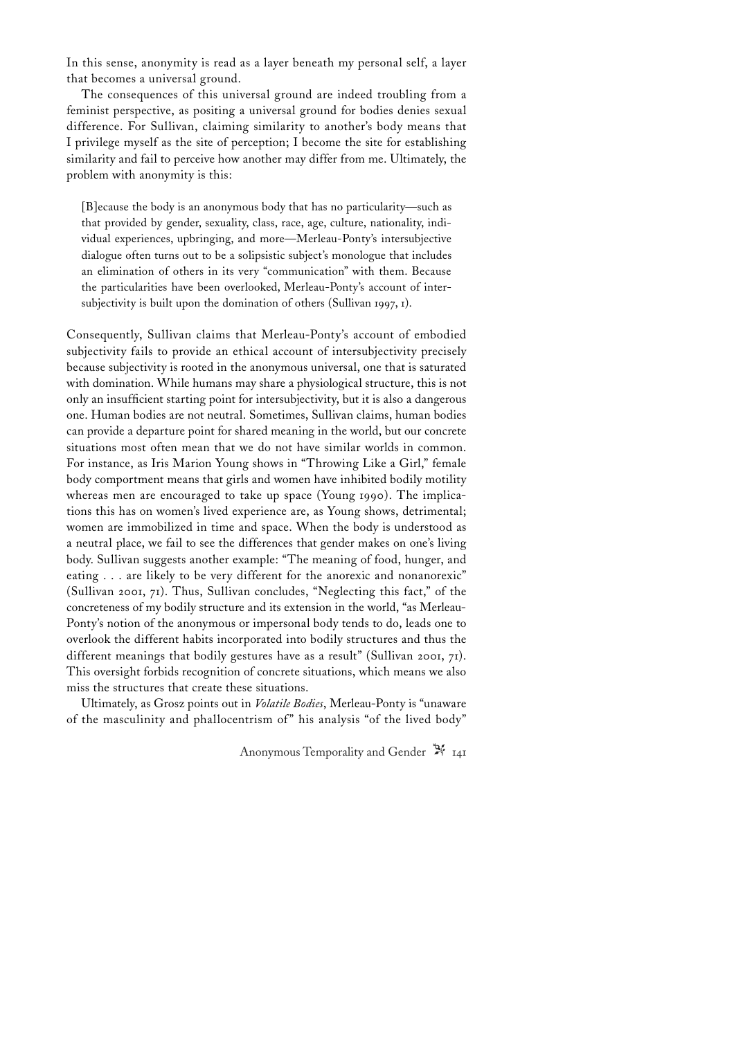In this sense, anonymity is read as a layer beneath my personal self, a layer that becomes a universal ground.

The consequences of this universal ground are indeed troubling from a feminist perspective, as positing a universal ground for bodies denies sexual difference. For Sullivan, claiming similarity to another's body means that I privilege myself as the site of perception; I become the site for establishing similarity and fail to perceive how another may differ from me. Ultimately, the problem with anonymity is this:

> [B]ecause the body is an anonymous body that has no particularity—such as that provided by gender, sexuality, class, race, age, culture, nationality, individual experiences, upbringing, and more—Merleau-Ponty's intersubjective dialogue often turns out to be a solipsistic subject's monologue that includes an elimination of others in its very "communication" with them. Because the particularities have been overlooked, Merleau-Ponty's account of intersubjectivity is built upon the domination of others (Sullivan 1997, 1).

Consequently, Sullivan claims that Merleau-Ponty's account of embodied subjectivity fails to provide an ethical account of intersubjectivity precisely because subjectivity is rooted in the anonymous universal, one that is saturated with domination. While humans may share a physiological structure, this is not only an insufficient starting point for intersubjectivity, but it is also a dangerous one. Human bodies are not neutral. Sometimes, Sullivan claims, human bodies can provide a departure point for shared meaning in the world, but our concrete situations most often mean that we do not have similar worlds in common. For instance, as Iris Marion Young shows in "Throwing Like a Girl," female body comportment means that girls and women have inhibited bodily motility whereas men are encouraged to take up space (Young 1990). The implications this has on women's lived experience are, as Young shows, detrimental; women are immobilized in time and space. When the body is understood as a neutral place, we fail to see the differences that gender makes on one's living body. Sullivan suggests another example: "The meaning of food, hunger, and eating . . . are likely to be very different for the anorexic and nonanorexic" (Sullivan 2001, 71). Thus, Sullivan concludes, "Neglecting this fact," of the concreteness of my bodily structure and its extension in the world, "as Merleau-Ponty's notion of the anonymous or impersonal body tends to do, leads one to overlook the different habits incorporated into bodily structures and thus the different meanings that bodily gestures have as a result" (Sullivan 2001, 71). This oversight forbids recognition of concrete situations, which means we also miss the structures that create these situations.

Ultimately, as Grosz points out in *Volatile Bodies*, Merleau-Ponty is "unaware of the masculinity and phallocentrism of" his analysis "of the lived body"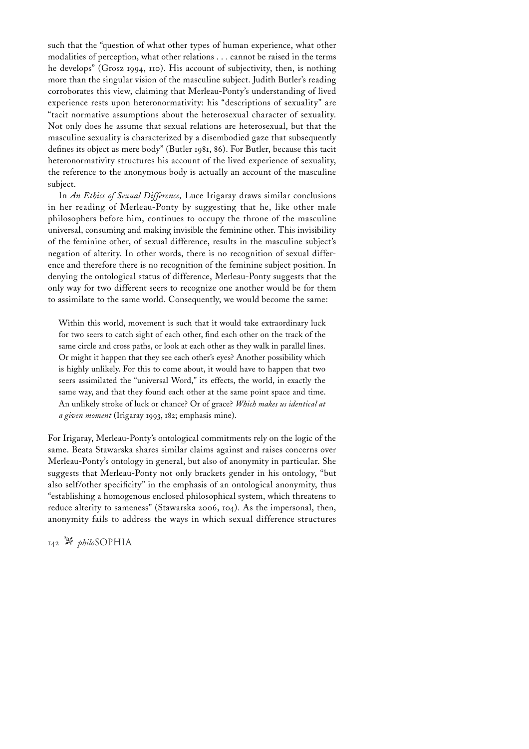such that the "question of what other types of human experience, what other modalities of perception, what other relations . . . cannot be raised in the terms he develops" (Grosz 1994, 110). His account of subjectivity, then, is nothing more than the singular vision of the masculine subject. Judith Butler's reading corroborates this view, claiming that Merleau-Ponty's understanding of lived experience rests upon heteronormativity: his "descriptions of sexuality" are "tacit normative assumptions about the heterosexual character of sexuality. Not only does he assume that sexual relations are heterosexual, but that the masculine sexuality is characterized by a disembodied gaze that subsequently defines its object as mere body" (Butler 1981, 86). For Butler, because this tacit heteronormativity structures his account of the lived experience of sexuality, the reference to the anonymous body is actually an account of the masculine subject.

In *An Ethics of Sexual Difference,* Luce Irigaray draws similar conclusions in her reading of Merleau-Ponty by suggesting that he, like other male philosophers before him, continues to occupy the throne of the masculine universal, consuming and making invisible the feminine other. This invisibility of the feminine other, of sexual difference, results in the masculine subject's negation of alterity. In other words, there is no recognition of sexual difference and therefore there is no recognition of the feminine subject position. In denying the ontological status of difference, Merleau-Ponty suggests that the only way for two different seers to recognize one another would be for them to assimilate to the same world. Consequently, we would become the same:

> Within this world, movement is such that it would take extraordinary luck for two seers to catch sight of each other, find each other on the track of the same circle and cross paths, or look at each other as they walk in parallel lines. Or might it happen that they see each other's eyes? Another possibility which is highly unlikely. For this to come about, it would have to happen that two seers assimilated the "universal Word," its effects, the world, in exactly the same way, and that they found each other at the same point space and time. An unlikely stroke of luck or chance? Or of grace? *Which makes us identical at a given moment* (Irigaray 1993, 182; emphasis mine).

For Irigaray, Merleau-Ponty's ontological commitments rely on the logic of the same. Beata Stawarska shares similar claims against and raises concerns over Merleau-Ponty's ontology in general, but also of anonymity in particular. She suggests that Merleau-Ponty not only brackets gender in his ontology, "but also self/other specificity" in the emphasis of an ontological anonymity, thus "establishing a homogenous enclosed philosophical system, which threatens to reduce alterity to sameness" (Stawarska 2006, 104). As the impersonal, then, anonymity fails to address the ways in which sexual difference structures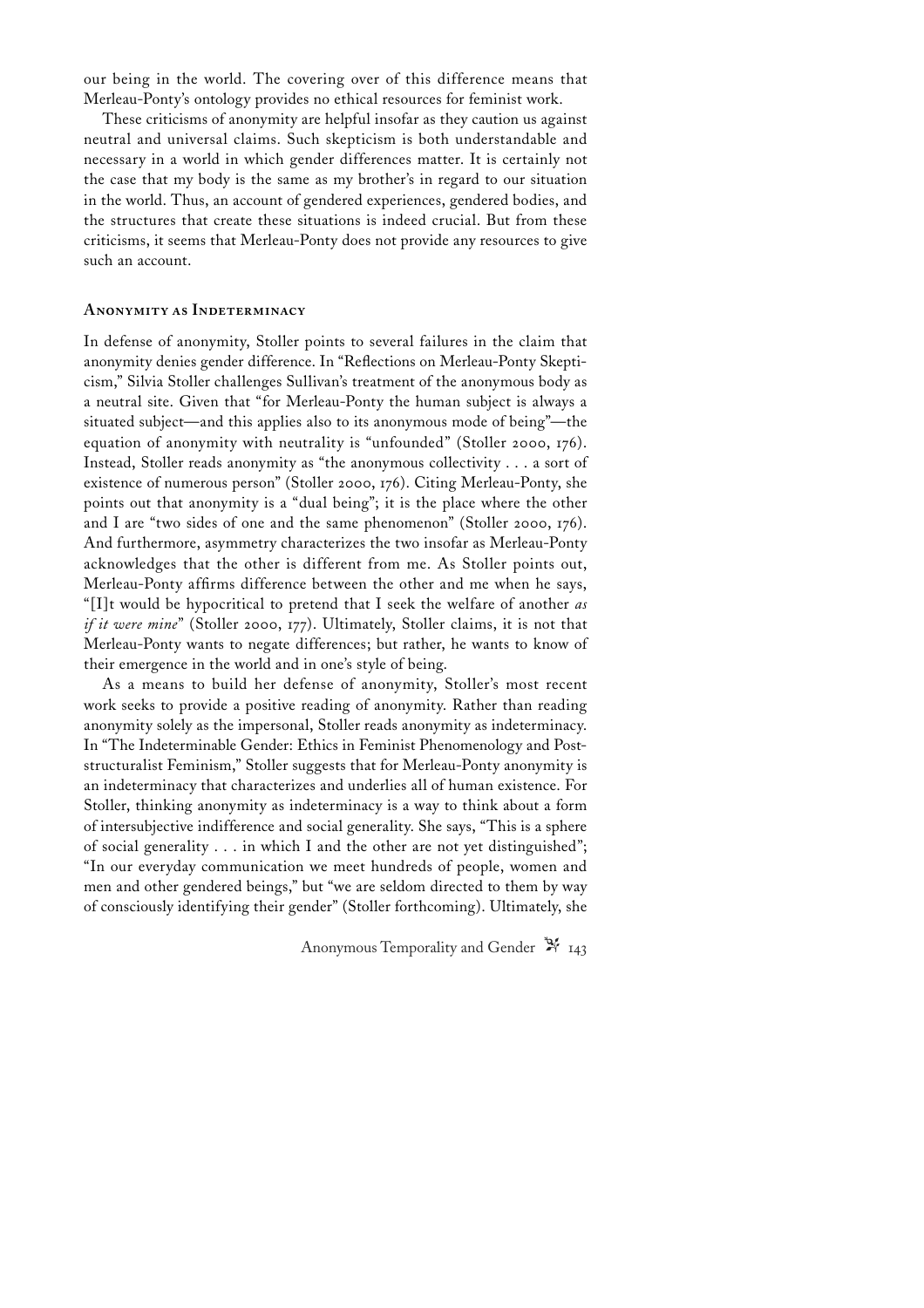our being in the world. The covering over of this difference means that Merleau-Ponty's ontology provides no ethical resources for feminist work.

These criticisms of anonymity are helpful insofar as they caution us against neutral and universal claims. Such skepticism is both understandable and necessary in a world in which gender differences matter. It is certainly not the case that my body is the same as my brother's in regard to our situation in the world. Thus, an account of gendered experiences, gendered bodies, and the structures that create these situations is indeed crucial. But from these criticisms, it seems that Merleau-Ponty does not provide any resources to give such an account.

## Anonymity as Indeterminacy

In defense of anonymity, Stoller points to several failures in the claim that anonymity denies gender difference. In "Reflections on Merleau-Ponty Skepticism," Silvia Stoller challenges Sullivan's treatment of the anonymous body as a neutral site. Given that "for Merleau-Ponty the human subject is always a situated subject—and this applies also to its anonymous mode of being"—the equation of anonymity with neutrality is "unfounded" (Stoller 2000, 176). Instead, Stoller reads anonymity as "the anonymous collectivity . . . a sort of existence of numerous person" (Stoller 2000, 176). Citing Merleau-Ponty, she points out that anonymity is a "dual being"; it is the place where the other and I are "two sides of one and the same phenomenon" (Stoller 2000, 176). And furthermore, asymmetry characterizes the two insofar as Merleau-Ponty acknowledges that the other is different from me. As Stoller points out, Merleau-Ponty affirms difference between the other and me when he says, "[I]t would be hypocritical to pretend that I seek the welfare of another *as if it were mine*" (Stoller 2000, 177). Ultimately, Stoller claims, it is not that Merleau-Ponty wants to negate differences; but rather, he wants to know of their emergence in the world and in one's style of being.

As a means to build her defense of anonymity, Stoller's most recent work seeks to provide a positive reading of anonymity. Rather than reading anonymity solely as the impersonal, Stoller reads anonymity as indeterminacy. In "The Indeterminable Gender: Ethics in Feminist Phenomenology and Poststructuralist Feminism," Stoller suggests that for Merleau-Ponty anonymity is an indeterminacy that characterizes and underlies all of human existence. For Stoller, thinking anonymity as indeterminacy is a way to think about a form of intersubjective indifference and social generality. She says, "This is a sphere of social generality . . . in which I and the other are not yet distinguished"; "In our everyday communication we meet hundreds of people, women and men and other gendered beings," but "we are seldom directed to them by way of consciously identifying their gender" (Stoller forthcoming). Ultimately, she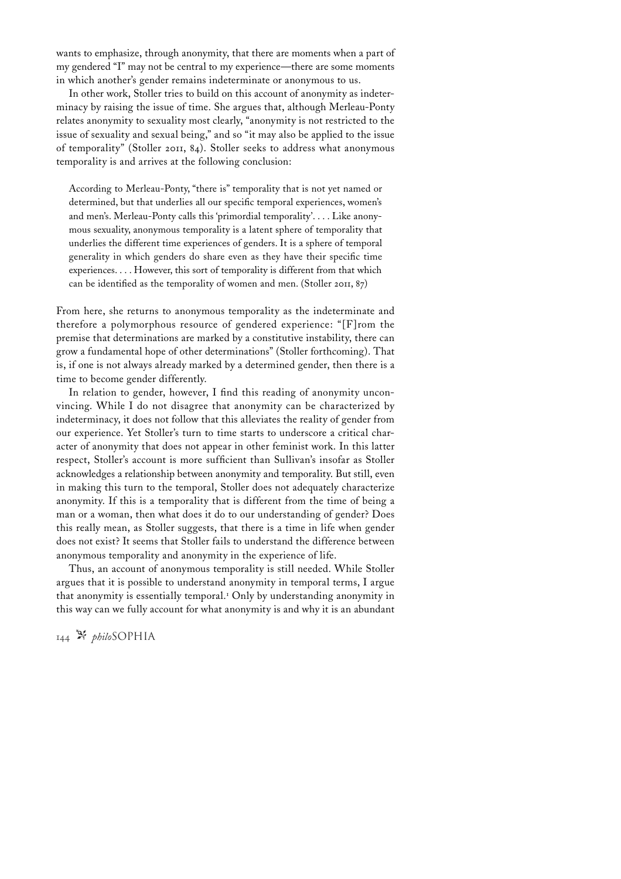wants to emphasize, through anonymity, that there are moments when a part of my gendered "I" may not be central to my experience—there are some moments in which another's gender remains indeterminate or anonymous to us.

In other work, Stoller tries to build on this account of anonymity as indeterminacy by raising the issue of time. She argues that, although Merleau-Ponty relates anonymity to sexuality most clearly, "anonymity is not restricted to the issue of sexuality and sexual being," and so "it may also be applied to the issue of temporality" (Stoller 2011, 84). Stoller seeks to address what anonymous temporality is and arrives at the following conclusion:

> According to Merleau-Ponty, "there is" temporality that is not yet named or determined, but that underlies all our specific temporal experiences, women's and men's. Merleau-Ponty calls this 'primordial temporality'. . . . Like anonymous sexuality, anonymous temporality is a latent sphere of temporality that underlies the different time experiences of genders. It is a sphere of temporal generality in which genders do share even as they have their specific time experiences. . . . However, this sort of temporality is different from that which can be identified as the temporality of women and men. (Stoller 2011, 87)

From here, she returns to anonymous temporality as the indeterminate and therefore a polymorphous resource of gendered experience: "[F]rom the premise that determinations are marked by a constitutive instability, there can grow a fundamental hope of other determinations" (Stoller forthcoming). That is, if one is not always already marked by a determined gender, then there is a time to become gender differently.

In relation to gender, however, I find this reading of anonymity unconvincing. While I do not disagree that anonymity can be characterized by indeterminacy, it does not follow that this alleviates the reality of gender from our experience. Yet Stoller's turn to time starts to underscore a critical character of anonymity that does not appear in other feminist work. In this latter respect, Stoller's account is more sufficient than Sullivan's insofar as Stoller acknowledges a relationship between anonymity and temporality. But still, even in making this turn to the temporal, Stoller does not adequately characterize anonymity. If this is a temporality that is different from the time of being a man or a woman, then what does it do to our understanding of gender? Does this really mean, as Stoller suggests, that there is a time in life when gender does not exist? It seems that Stoller fails to understand the difference between anonymous temporality and anonymity in the experience of life.

Thus, an account of anonymous temporality is still needed. While Stoller argues that it is possible to understand anonymity in temporal terms, I argue that anonymity is essentially temporal.[1] Only by understanding anonymity in this way can we fully account for what anonymity is and why it is an abundant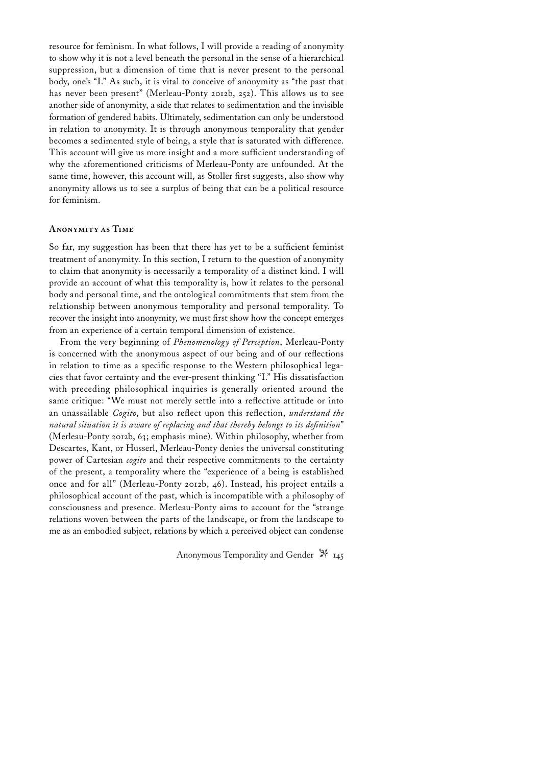resource for feminism. In what follows, I will provide a reading of anonymity to show why it is not a level beneath the personal in the sense of a hierarchical suppression, but a dimension of time that is never present to the personal body, one's "I." As such, it is vital to conceive of anonymity as "the past that has never been present" (Merleau-Ponty 2012b, 252). This allows us to see another side of anonymity, a side that relates to sedimentation and the invisible formation of gendered habits. Ultimately, sedimentation can only be understood in relation to anonymity. It is through anonymous temporality that gender becomes a sedimented style of being, a style that is saturated with difference. This account will give us more insight and a more sufficient understanding of why the aforementioned criticisms of Merleau-Ponty are unfounded. At the same time, however, this account will, as Stoller first suggests, also show why anonymity allows us to see a surplus of being that can be a political resource for feminism.

## Anonymity as Time

So far, my suggestion has been that there has yet to be a sufficient feminist treatment of anonymity. In this section, I return to the question of anonymity to claim that anonymity is necessarily a temporality of a distinct kind. I will provide an account of what this temporality is, how it relates to the personal body and personal time, and the ontological commitments that stem from the relationship between anonymous temporality and personal temporality. To recover the insight into anonymity, we must first show how the concept emerges from an experience of a certain temporal dimension of existence.

From the very beginning of *Phenomenology of Perception*, Merleau-Ponty is concerned with the anonymous aspect of our being and of our reflections in relation to time as a specific response to the Western philosophical legacies that favor certainty and the ever-present thinking "I." His dissatisfaction with preceding philosophical inquiries is generally oriented around the same critique: "We must not merely settle into a reflective attitude or into an unassailable *Cogito*, but also reflect upon this reflection, *understand the natural situation it is aware of replacing and that thereby belongs to its definition*" (Merleau-Ponty 2012b, 63; emphasis mine). Within philosophy, whether from Descartes, Kant, or Husserl, Merleau-Ponty denies the universal constituting power of Cartesian *cogito* and their respective commitments to the certainty of the present, a temporality where the "experience of a being is established once and for all" (Merleau-Ponty 2012b, 46). Instead, his project entails a philosophical account of the past, which is incompatible with a philosophy of consciousness and presence. Merleau-Ponty aims to account for the "strange relations woven between the parts of the landscape, or from the landscape to me as an embodied subject, relations by which a perceived object can condense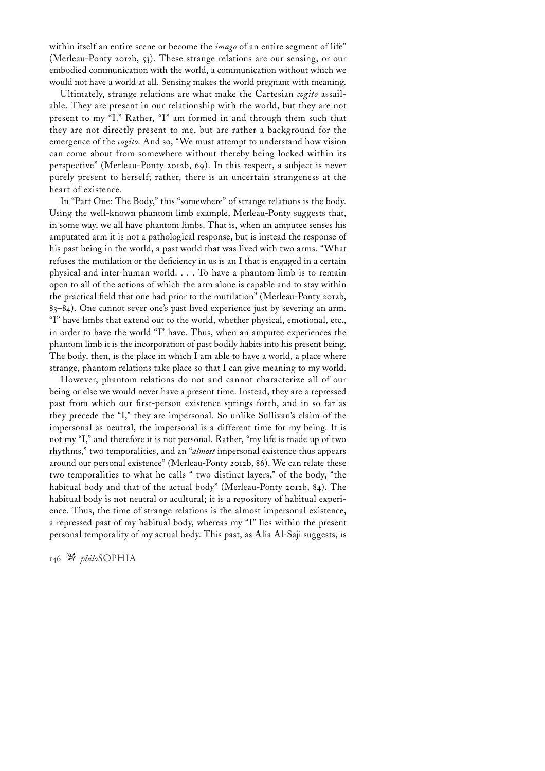within itself an entire scene or become the *imago* of an entire segment of life" (Merleau-Ponty 2012b, 53). These strange relations are our sensing, or our embodied communication with the world, a communication without which we would not have a world at all. Sensing makes the world pregnant with meaning.

Ultimately, strange relations are what make the Cartesian *cogito* assailable. They are present in our relationship with the world, but they are not present to my "I." Rather, "I" am formed in and through them such that they are not directly present to me, but are rather a background for the emergence of the *cogito*. And so, "We must attempt to understand how vision can come about from somewhere without thereby being locked within its perspective" (Merleau-Ponty 2012b, 69). In this respect, a subject is never purely present to herself; rather, there is an uncertain strangeness at the heart of existence.

In "Part One: The Body," this "somewhere" of strange relations is the body. Using the well-known phantom limb example, Merleau-Ponty suggests that, in some way, we all have phantom limbs. That is, when an amputee senses his amputated arm it is not a pathological response, but is instead the response of his past being in the world, a past world that was lived with two arms. "What refuses the mutilation or the deficiency in us is an I that is engaged in a certain physical and inter-human world. . . . To have a phantom limb is to remain open to all of the actions of which the arm alone is capable and to stay within the practical field that one had prior to the mutilation" (Merleau-Ponty 2012b, 83–84). One cannot sever one's past lived experience just by severing an arm. "I" have limbs that extend out to the world, whether physical, emotional, etc., in order to have the world "I" have. Thus, when an amputee experiences the phantom limb it is the incorporation of past bodily habits into his present being. The body, then, is the place in which I am able to have a world, a place where strange, phantom relations take place so that I can give meaning to my world.

However, phantom relations do not and cannot characterize all of our being or else we would never have a present time. Instead, they are a repressed past from which our first-person existence springs forth, and in so far as they precede the "I," they are impersonal. So unlike Sullivan's claim of the impersonal as neutral, the impersonal is a different time for my being. It is not my "I," and therefore it is not personal. Rather, "my life is made up of two rhythms," two temporalities, and an "*almost* impersonal existence thus appears around our personal existence" (Merleau-Ponty 2012b, 86). We can relate these two temporalities to what he calls " two distinct layers," of the body, "the habitual body and that of the actual body" (Merleau-Ponty 2012b, 84). The habitual body is not neutral or acultural; it is a repository of habitual experience. Thus, the time of strange relations is the almost impersonal existence, a repressed past of my habitual body, whereas my "I" lies within the present personal temporality of my actual body. This past, as Alia Al-Saji suggests, is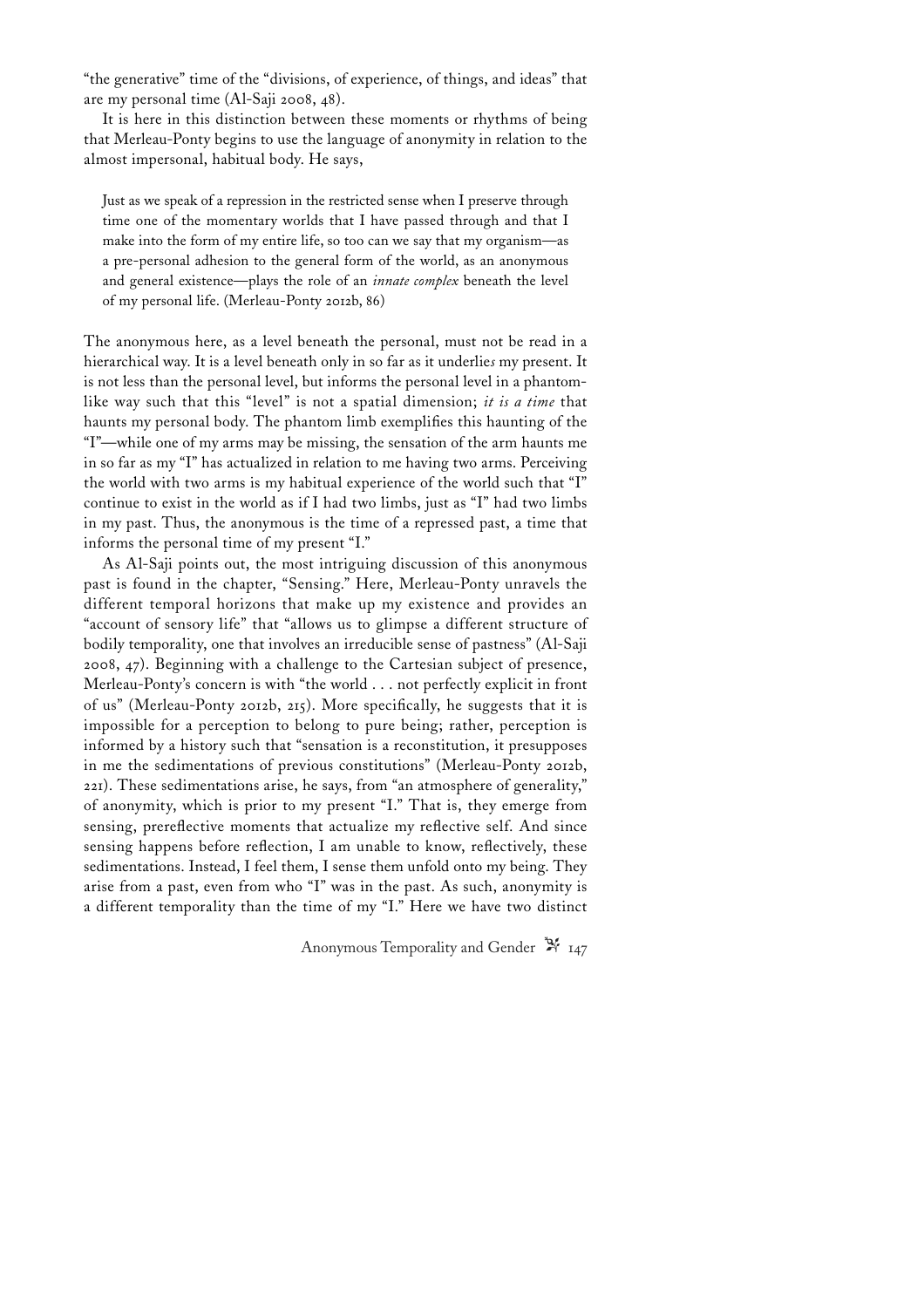"the generative" time of the "divisions, of experience, of things, and ideas" that are my personal time (Al-Saji 2008, 48).

It is here in this distinction between these moments or rhythms of being that Merleau-Ponty begins to use the language of anonymity in relation to the almost impersonal, habitual body. He says,

> Just as we speak of a repression in the restricted sense when I preserve through time one of the momentary worlds that I have passed through and that I make into the form of my entire life, so too can we say that my organism—as a pre-personal adhesion to the general form of the world, as an anonymous and general existence—plays the role of an *innate complex* beneath the level of my personal life. (Merleau-Ponty 2012b, 86)

The anonymous here, as a level beneath the personal, must not be read in a hierarchical way. It is a level beneath only in so far as it underlie*s* my present. It is not less than the personal level, but informs the personal level in a phantom-like way such that this "level" is not a spatial dimension; *it is a time* that haunts my personal body. The phantom limb exemplifies this haunting of the "I"—while one of my arms may be missing, the sensation of the arm haunts me in so far as my "I" has actualized in relation to me having two arms. Perceiving the world with two arms is my habitual experience of the world such that "I" continue to exist in the world as if I had two limbs, just as "I" had two limbs in my past. Thus, the anonymous is the time of a repressed past, a time that informs the personal time of my present "I."

As Al-Saji points out, the most intriguing discussion of this anonymous past is found in the chapter, "Sensing." Here, Merleau-Ponty unravels the different temporal horizons that make up my existence and provides an "account of sensory life" that "allows us to glimpse a different structure of bodily temporality, one that involves an irreducible sense of pastness" (Al-Saji 2008, 47). Beginning with a challenge to the Cartesian subject of presence, Merleau-Ponty's concern is with "the world . . . not perfectly explicit in front of us" (Merleau-Ponty 2012b, 215). More specifically, he suggests that it is impossible for a perception to belong to pure being; rather, perception is informed by a history such that "sensation is a reconstitution, it presupposes in me the sedimentations of previous constitutions" (Merleau-Ponty 2012b, 221). These sedimentations arise, he says, from "an atmosphere of generality," of anonymity, which is prior to my present "I." That is, they emerge from sensing, prereflective moments that actualize my reflective self. And since sensing happens before reflection, I am unable to know, reflectively, these sedimentations. Instead, I feel them, I sense them unfold onto my being. They arise from a past, even from who "I" was in the past. As such, anonymity is a different temporality than the time of my "I." Here we have two distinct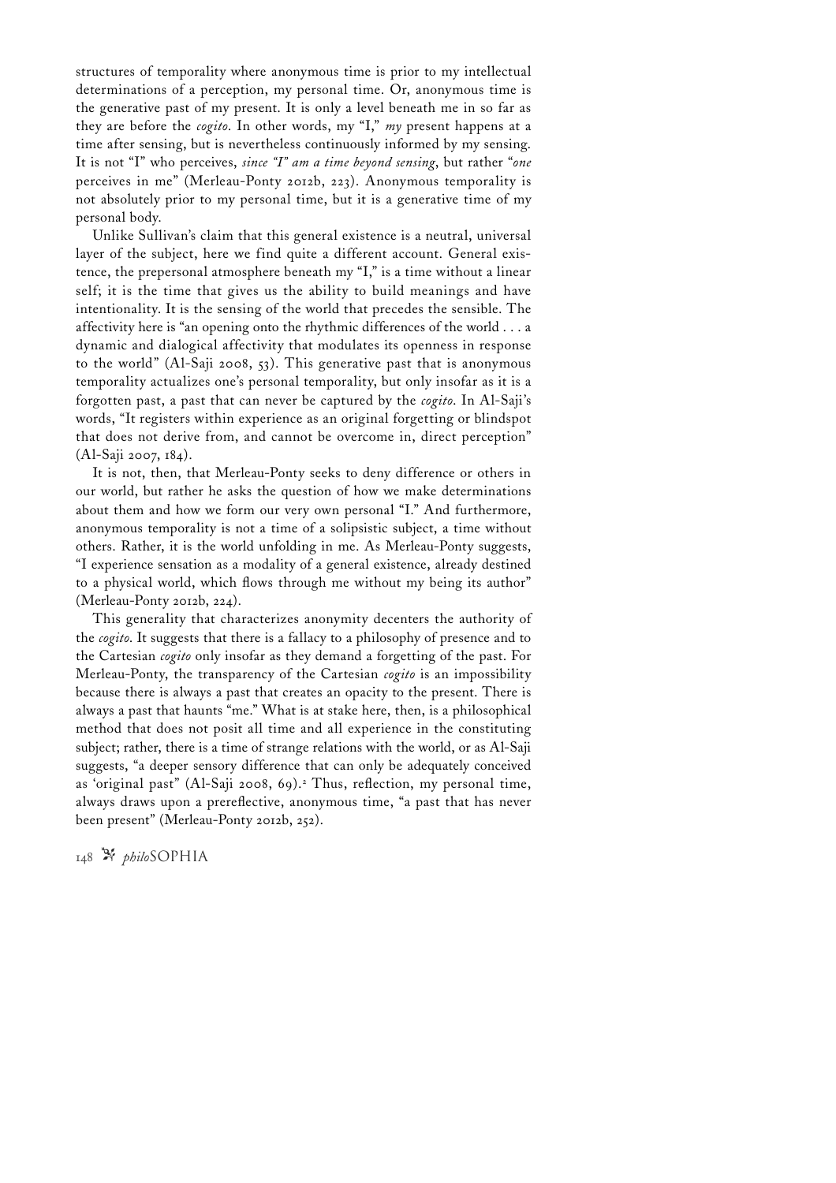structures of temporality where anonymous time is prior to my intellectual determinations of a perception, my personal time. Or, anonymous time is the generative past of my present. It is only a level beneath me in so far as they are before the *cogito*. In other words, my "I," *my* present happens at a time after sensing, but is nevertheless continuously informed by my sensing. It is not "I" who perceives, *since "I" am a time beyond sensing*, but rather "*one* perceives in me" (Merleau-Ponty 2012b, 223). Anonymous temporality is not absolutely prior to my personal time, but it is a generative time of my personal body.

Unlike Sullivan's claim that this general existence is a neutral, universal layer of the subject, here we find quite a different account. General existence, the prepersonal atmosphere beneath my "I," is a time without a linear self; it is the time that gives us the ability to build meanings and have intentionality. It is the sensing of the world that precedes the sensible. The affectivity here is "an opening onto the rhythmic differences of the world . . . a dynamic and dialogical affectivity that modulates its openness in response to the world" (Al-Saji 2008, 53). This generative past that is anonymous temporality actualizes one's personal temporality, but only insofar as it is a forgotten past, a past that can never be captured by the *cogito*. In Al-Saji's words, "It registers within experience as an original forgetting or blindspot that does not derive from, and cannot be overcome in, direct perception" (Al-Saji 2007, 184).

It is not, then, that Merleau-Ponty seeks to deny difference or others in our world, but rather he asks the question of how we make determinations about them and how we form our very own personal "I." And furthermore, anonymous temporality is not a time of a solipsistic subject, a time without others. Rather, it is the world unfolding in me. As Merleau-Ponty suggests, "I experience sensation as a modality of a general existence, already destined to a physical world, which flows through me without my being its author" (Merleau-Ponty 2012b, 224).

This generality that characterizes anonymity decenters the authority of the *cogito*. It suggests that there is a fallacy to a philosophy of presence and to the Cartesian *cogito* only insofar as they demand a forgetting of the past. For Merleau-Ponty, the transparency of the Cartesian *cogito* is an impossibility because there is always a past that creates an opacity to the present. There is always a past that haunts "me." What is at stake here, then, is a philosophical method that does not posit all time and all experience in the constituting subject; rather, there is a time of strange relations with the world, or as Al-Saji suggests, "a deeper sensory difference that can only be adequately conceived as 'original past'" (Al-Saji 2008, 69).[2] Thus, reflection, my personal time, always draws upon a prereflective, anonymous time, "a past that has never been present" (Merleau-Ponty 2012b, 252).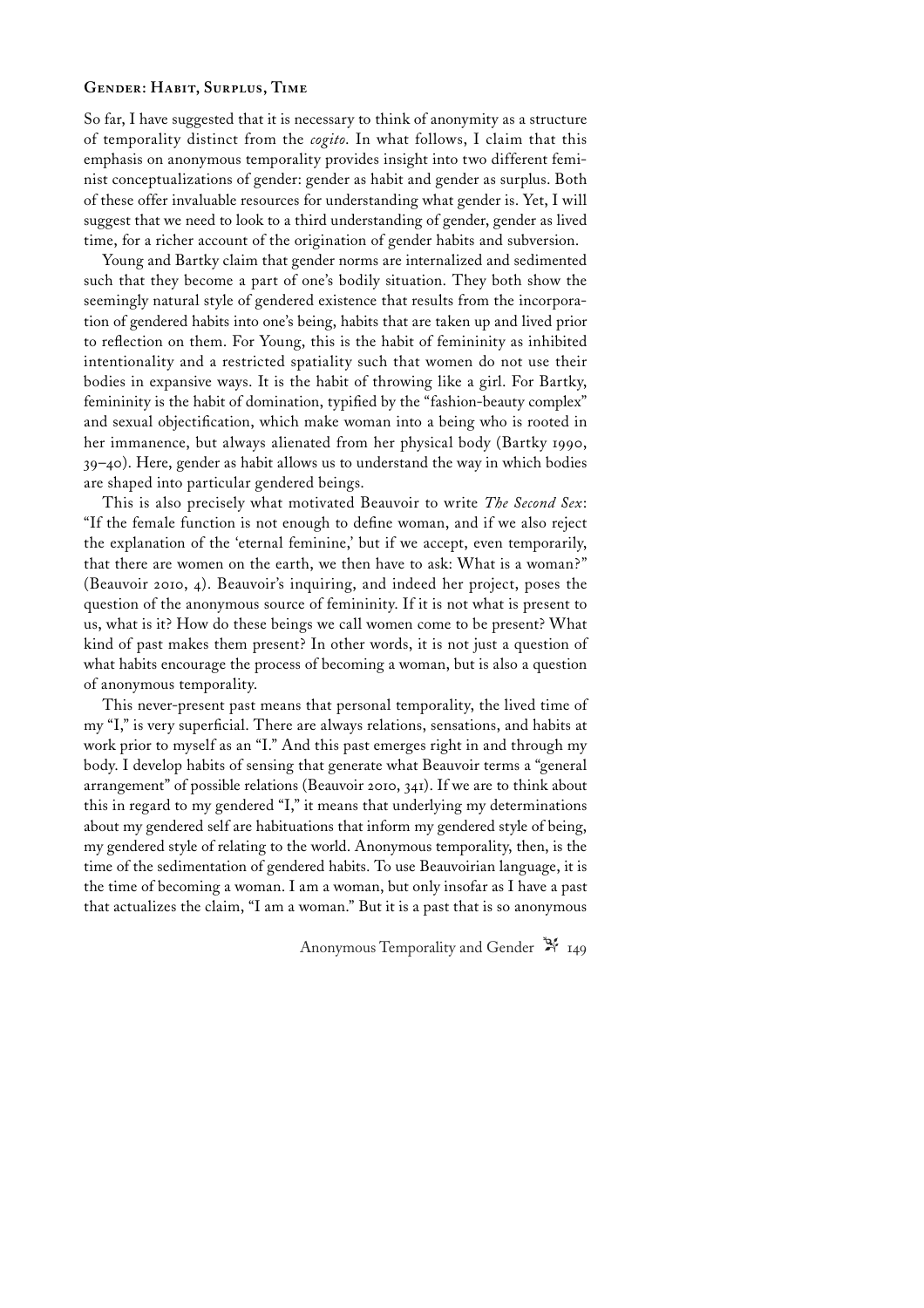## Gender: Habit, Surplus, Time

So far, I have suggested that it is necessary to think of anonymity as a structure of temporality distinct from the *cogito*. In what follows, I claim that this emphasis on anonymous temporality provides insight into two different feminist conceptualizations of gender: gender as habit and gender as surplus. Both of these offer invaluable resources for understanding what gender is. Yet, I will suggest that we need to look to a third understanding of gender, gender as lived time, for a richer account of the origination of gender habits and subversion.

Young and Bartky claim that gender norms are internalized and sedimented such that they become a part of one's bodily situation. They both show the seemingly natural style of gendered existence that results from the incorporation of gendered habits into one's being, habits that are taken up and lived prior to reflection on them. For Young, this is the habit of femininity as inhibited intentionality and a restricted spatiality such that women do not use their bodies in expansive ways. It is the habit of throwing like a girl. For Bartky, femininity is the habit of domination, typified by the "fashion-beauty complex" and sexual objectification, which make woman into a being who is rooted in her immanence, but always alienated from her physical body (Bartky 1990, 39–40). Here, gender as habit allows us to understand the way in which bodies are shaped into particular gendered beings.

This is also precisely what motivated Beauvoir to write *The Second Sex*: "If the female function is not enough to define woman, and if we also reject the explanation of the 'eternal feminine,' but if we accept, even temporarily, that there are women on the earth, we then have to ask: What is a woman?" (Beauvoir 2010, 4). Beauvoir's inquiring, and indeed her project, poses the question of the anonymous source of femininity. If it is not what is present to us, what is it? How do these beings we call women come to be present? What kind of past makes them present? In other words, it is not just a question of what habits encourage the process of becoming a woman, but is also a question of anonymous temporality.

This never-present past means that personal temporality, the lived time of my "I," is very superficial. There are always relations, sensations, and habits at work prior to myself as an "I." And this past emerges right in and through my body. I develop habits of sensing that generate what Beauvoir terms a "general arrangement" of possible relations (Beauvoir 2010, 341). If we are to think about this in regard to my gendered "I," it means that underlying my determinations about my gendered self are habituations that inform my gendered style of being, my gendered style of relating to the world. Anonymous temporality, then, is the time of the sedimentation of gendered habits. To use Beauvoirian language, it is the time of becoming a woman. I am a woman, but only insofar as I have a past that actualizes the claim, "I am a woman." But it is a past that is so anonymous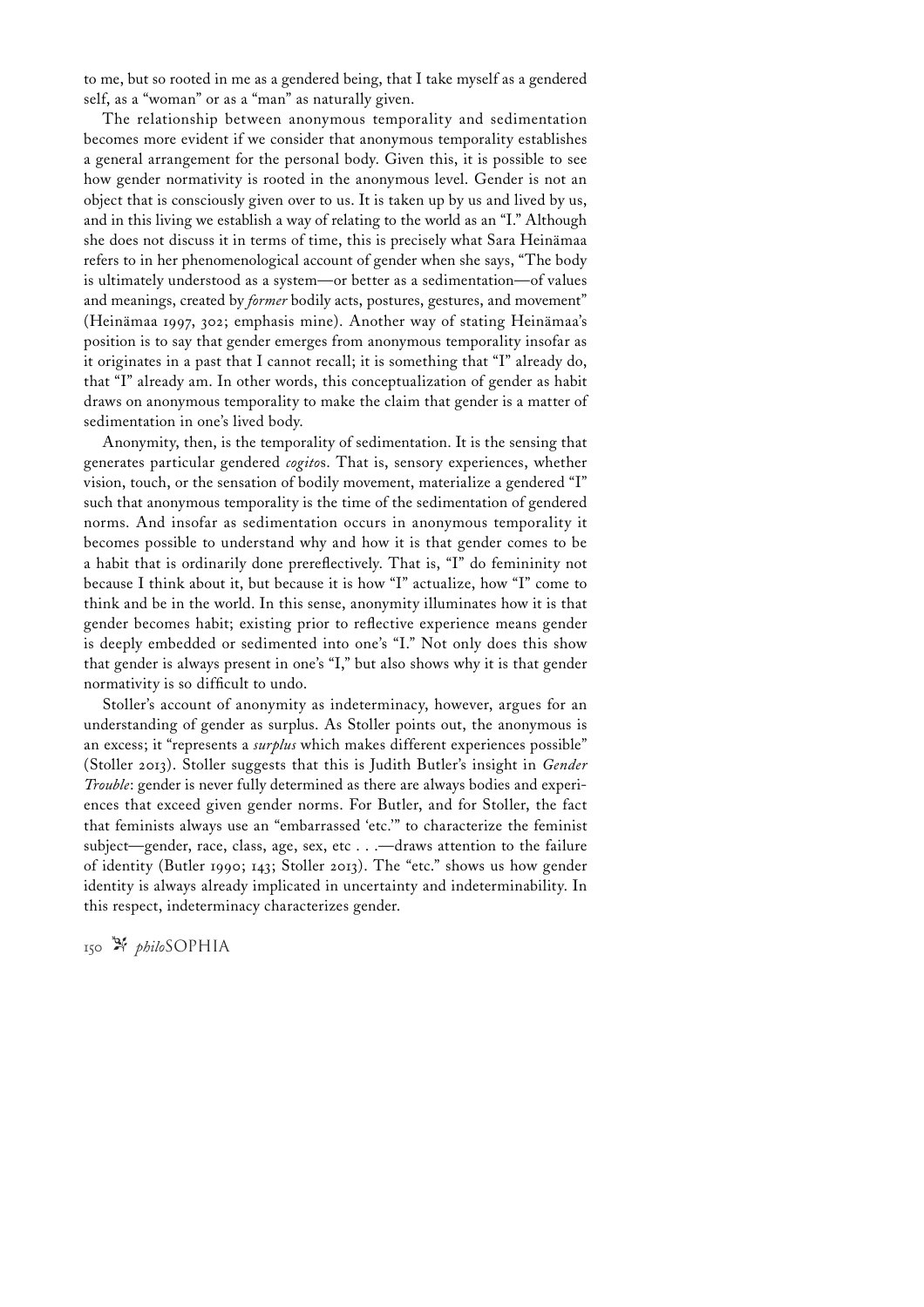to me, but so rooted in me as a gendered being, that I take myself as a gendered self, as a "woman" or as a "man" as naturally given.

The relationship between anonymous temporality and sedimentation becomes more evident if we consider that anonymous temporality establishes a general arrangement for the personal body. Given this, it is possible to see how gender normativity is rooted in the anonymous level. Gender is not an object that is consciously given over to us. It is taken up by us and lived by us, and in this living we establish a way of relating to the world as an "I." Although she does not discuss it in terms of time, this is precisely what Sara Heinämaa refers to in her phenomenological account of gender when she says, "The body is ultimately understood as a system—or better as a sedimentation—of values and meanings, created by *former* bodily acts, postures, gestures, and movement" (Heinämaa 1997, 302; emphasis mine). Another way of stating Heinämaa's position is to say that gender emerges from anonymous temporality insofar as it originates in a past that I cannot recall; it is something that "I" already do, that "I" already am. In other words, this conceptualization of gender as habit draws on anonymous temporality to make the claim that gender is a matter of sedimentation in one's lived body.

Anonymity, then, is the temporality of sedimentation. It is the sensing that generates particular gendered *cogito*s. That is, sensory experiences, whether vision, touch, or the sensation of bodily movement, materialize a gendered "I" such that anonymous temporality is the time of the sedimentation of gendered norms. And insofar as sedimentation occurs in anonymous temporality it becomes possible to understand why and how it is that gender comes to be a habit that is ordinarily done prereflectively. That is, "I" do femininity not because I think about it, but because it is how "I" actualize, how "I" come to think and be in the world. In this sense, anonymity illuminates how it is that gender becomes habit; existing prior to reflective experience means gender is deeply embedded or sedimented into one's "I." Not only does this show that gender is always present in one's "I," but also shows why it is that gender normativity is so difficult to undo.

Stoller's account of anonymity as indeterminacy, however, argues for an understanding of gender as surplus. As Stoller points out, the anonymous is an excess; it "represents a *surplus* which makes different experiences possible" (Stoller 2013). Stoller suggests that this is Judith Butler's insight in *Gender Trouble*: gender is never fully determined as there are always bodies and experiences that exceed given gender norms. For Butler, and for Stoller, the fact that feminists always use an "embarrassed 'etc.'" to characterize the feminist subject—gender, race, class, age, sex, etc . . .—draws attention to the failure of identity (Butler 1990; 143; Stoller 2013). The "etc." shows us how gender identity is always already implicated in uncertainty and indeterminability. In this respect, indeterminacy characterizes gender.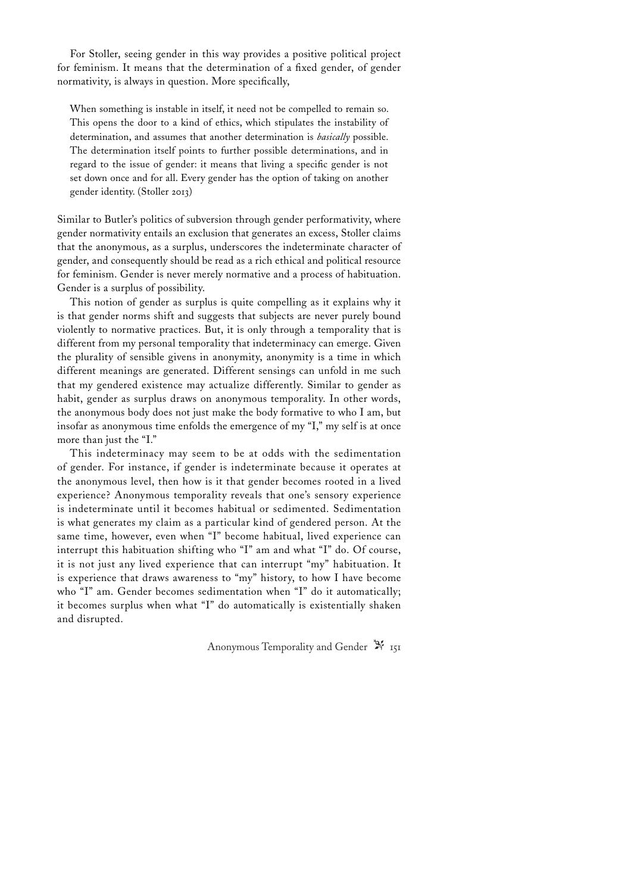For Stoller, seeing gender in this way provides a positive political project for feminism. It means that the determination of a fixed gender, of gender normativity, is always in question. More specifically,

> When something is instable in itself, it need not be compelled to remain so. This opens the door to a kind of ethics, which stipulates the instability of determination, and assumes that another determination is *basically* possible. The determination itself points to further possible determinations, and in regard to the issue of gender: it means that living a specific gender is not set down once and for all. Every gender has the option of taking on another gender identity. (Stoller 2013)

Similar to Butler's politics of subversion through gender performativity, where gender normativity entails an exclusion that generates an excess, Stoller claims that the anonymous, as a surplus, underscores the indeterminate character of gender, and consequently should be read as a rich ethical and political resource for feminism. Gender is never merely normative and a process of habituation. Gender is a surplus of possibility.

This notion of gender as surplus is quite compelling as it explains why it is that gender norms shift and suggests that subjects are never purely bound violently to normative practices. But, it is only through a temporality that is different from my personal temporality that indeterminacy can emerge. Given the plurality of sensible givens in anonymity, anonymity is a time in which different meanings are generated. Different sensings can unfold in me such that my gendered existence may actualize differently. Similar to gender as habit, gender as surplus draws on anonymous temporality. In other words, the anonymous body does not just make the body formative to who I am, but insofar as anonymous time enfolds the emergence of my "I," my self is at once more than just the "I."

This indeterminacy may seem to be at odds with the sedimentation of gender. For instance, if gender is indeterminate because it operates at the anonymous level, then how is it that gender becomes rooted in a lived experience? Anonymous temporality reveals that one's sensory experience is indeterminate until it becomes habitual or sedimented. Sedimentation is what generates my claim as a particular kind of gendered person. At the same time, however, even when "I" become habitual, lived experience can interrupt this habituation shifting who "I" am and what "I" do. Of course, it is not just any lived experience that can interrupt "my" habituation. It is experience that draws awareness to "my" history, to how I have become who "I" am. Gender becomes sedimentation when "I" do it automatically; it becomes surplus when what "I" do automatically is existentially shaken and disrupted.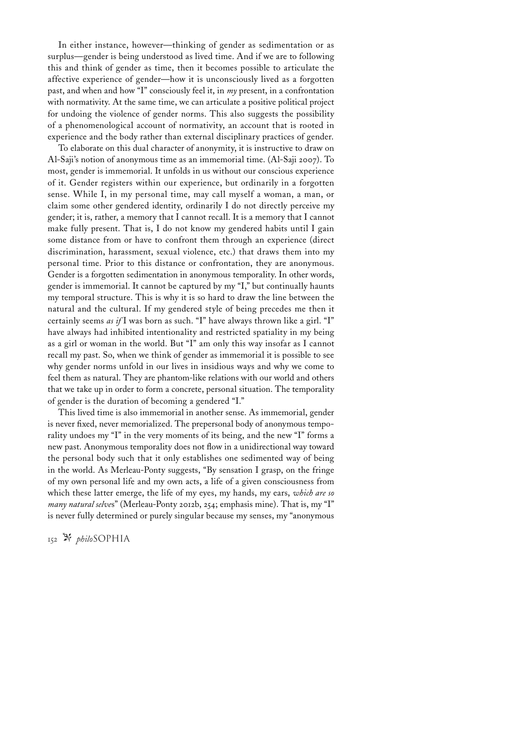In either instance, however—thinking of gender as sedimentation or as surplus—gender is being understood as lived time. And if we are to following this and think of gender as time, then it becomes possible to articulate the affective experience of gender—how it is unconsciously lived as a forgotten past, and when and how "I" consciously feel it, in *my* present, in a confrontation with normativity. At the same time, we can articulate a positive political project for undoing the violence of gender norms. This also suggests the possibility of a phenomenological account of normativity, an account that is rooted in experience and the body rather than external disciplinary practices of gender.

To elaborate on this dual character of anonymity, it is instructive to draw on Al-Saji's notion of anonymous time as an immemorial time. (Al-Saji 2007). To most, gender is immemorial. It unfolds in us without our conscious experience of it. Gender registers within our experience, but ordinarily in a forgotten sense. While I, in my personal time, may call myself a woman, a man, or claim some other gendered identity, ordinarily I do not directly perceive my gender; it is, rather, a memory that I cannot recall. It is a memory that I cannot make fully present. That is, I do not know my gendered habits until I gain some distance from or have to confront them through an experience (direct discrimination, harassment, sexual violence, etc.) that draws them into my personal time. Prior to this distance or confrontation, they are anonymous. Gender is a forgotten sedimentation in anonymous temporality. In other words, gender is immemorial. It cannot be captured by my "I," but continually haunts my temporal structure. This is why it is so hard to draw the line between the natural and the cultural. If my gendered style of being precedes me then it certainly seems *as if* I was born as such. "I" have always thrown like a girl. "I" have always had inhibited intentionality and restricted spatiality in my being as a girl or woman in the world. But "I" am only this way insofar as I cannot recall my past. So, when we think of gender as immemorial it is possible to see why gender norms unfold in our lives in insidious ways and why we come to feel them as natural. They are phantom-like relations with our world and others that we take up in order to form a concrete, personal situation. The temporality of gender is the duration of becoming a gendered "I."

This lived time is also immemorial in another sense. As immemorial, gender is never fixed, never memorialized. The prepersonal body of anonymous temporality undoes my "I" in the very moments of its being, and the new "I" forms a new past. Anonymous temporality does not flow in a unidirectional way toward the personal body such that it only establishes one sedimented way of being in the world. As Merleau-Ponty suggests, "By sensation I grasp, on the fringe of my own personal life and my own acts, a life of a given consciousness from which these latter emerge, the life of my eyes, my hands, my ears, *which are so many natural selves*" (Merleau-Ponty 2012b, 254; emphasis mine). That is, my "I" is never fully determined or purely singular because my senses, my "anonymous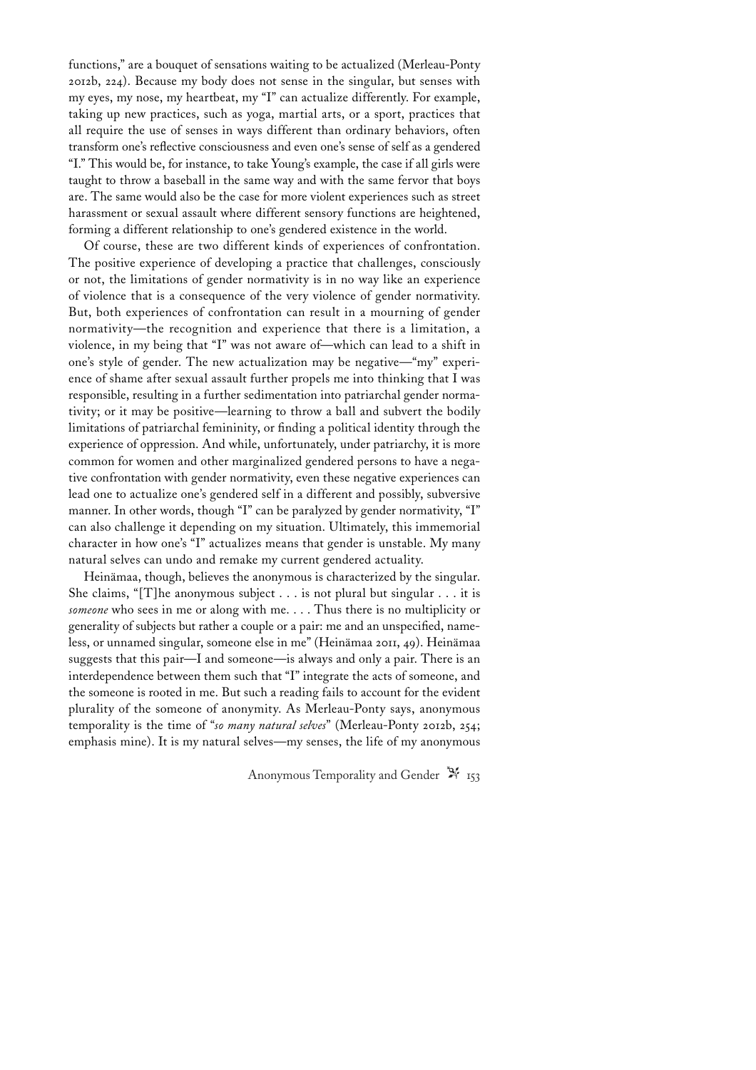functions," are a bouquet of sensations waiting to be actualized (Merleau-Ponty 2012b, 224). Because my body does not sense in the singular, but senses with my eyes, my nose, my heartbeat, my "I" can actualize differently. For example, taking up new practices, such as yoga, martial arts, or a sport, practices that all require the use of senses in ways different than ordinary behaviors, often transform one's reflective consciousness and even one's sense of self as a gendered "I." This would be, for instance, to take Young's example, the case if all girls were taught to throw a baseball in the same way and with the same fervor that boys are. The same would also be the case for more violent experiences such as street harassment or sexual assault where different sensory functions are heightened, forming a different relationship to one's gendered existence in the world.

Of course, these are two different kinds of experiences of confrontation. The positive experience of developing a practice that challenges, consciously or not, the limitations of gender normativity is in no way like an experience of violence that is a consequence of the very violence of gender normativity. But, both experiences of confrontation can result in a mourning of gender normativity—the recognition and experience that there is a limitation, a violence, in my being that "I" was not aware of—which can lead to a shift in one's style of gender. The new actualization may be negative—"my" experience of shame after sexual assault further propels me into thinking that I was responsible, resulting in a further sedimentation into patriarchal gender normativity; or it may be positive—learning to throw a ball and subvert the bodily limitations of patriarchal femininity, or finding a political identity through the experience of oppression. And while, unfortunately, under patriarchy, it is more common for women and other marginalized gendered persons to have a negative confrontation with gender normativity, even these negative experiences can lead one to actualize one's gendered self in a different and possibly, subversive manner. In other words, though "I" can be paralyzed by gender normativity, "I" can also challenge it depending on my situation. Ultimately, this immemorial character in how one's "I" actualizes means that gender is unstable. My many natural selves can undo and remake my current gendered actuality.

Heinämaa, though, believes the anonymous is characterized by the singular. She claims, "[T]he anonymous subject . . . is not plural but singular . . . it is *someone* who sees in me or along with me. . . . Thus there is no multiplicity or generality of subjects but rather a couple or a pair: me and an unspecified, nameless, or unnamed singular, someone else in me" (Heinämaa 2011, 49). Heinämaa suggests that this pair—I and someone—is always and only a pair. There is an interdependence between them such that "I" integrate the acts of someone, and the someone is rooted in me. But such a reading fails to account for the evident plurality of the someone of anonymity. As Merleau-Ponty says, anonymous temporality is the time of "*so many natural selves*" (Merleau-Ponty 2012b, 254; emphasis mine). It is my natural selves—my senses, the life of my anonymous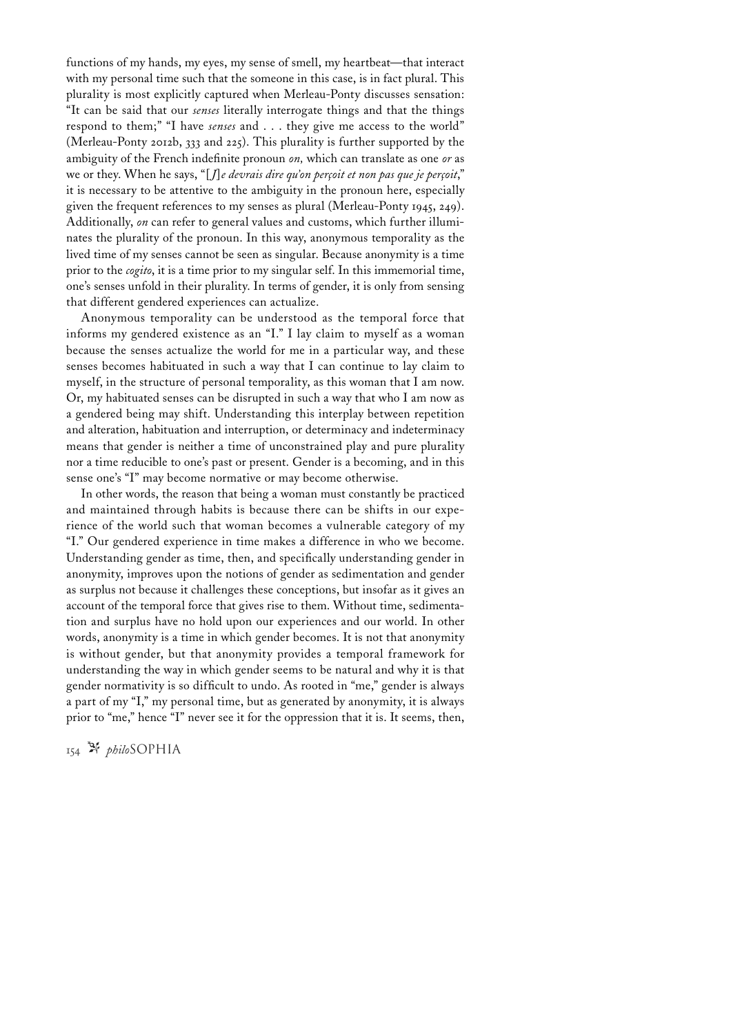functions of my hands, my eyes, my sense of smell, my heartbeat—that interact with my personal time such that the someone in this case, is in fact plural. This plurality is most explicitly captured when Merleau-Ponty discusses sensation: "It can be said that our *senses* literally interrogate things and that the things respond to them;" "I have *senses* and . . . they give me access to the world" (Merleau-Ponty 2012b, 333 and 225). This plurality is further supported by the ambiguity of the French indefinite pronoun *on,* which can translate as one *or* as we or they. When he says, "[*J*]*e devrais dire qu'on perçoit et non pas que je perçoit*," it is necessary to be attentive to the ambiguity in the pronoun here, especially given the frequent references to my senses as plural (Merleau-Ponty 1945, 249). Additionally, *on* can refer to general values and customs, which further illuminates the plurality of the pronoun. In this way, anonymous temporality as the lived time of my senses cannot be seen as singular. Because anonymity is a time prior to the *cogito*, it is a time prior to my singular self. In this immemorial time, one's senses unfold in their plurality. In terms of gender, it is only from sensing that different gendered experiences can actualize.

Anonymous temporality can be understood as the temporal force that informs my gendered existence as an "I." I lay claim to myself as a woman because the senses actualize the world for me in a particular way, and these senses becomes habituated in such a way that I can continue to lay claim to myself, in the structure of personal temporality, as this woman that I am now. Or, my habituated senses can be disrupted in such a way that who I am now as a gendered being may shift. Understanding this interplay between repetition and alteration, habituation and interruption, or determinacy and indeterminacy means that gender is neither a time of unconstrained play and pure plurality nor a time reducible to one's past or present. Gender is a becoming, and in this sense one's "I" may become normative or may become otherwise.

In other words, the reason that being a woman must constantly be practiced and maintained through habits is because there can be shifts in our experience of the world such that woman becomes a vulnerable category of my "I." Our gendered experience in time makes a difference in who we become. Understanding gender as time, then, and specifically understanding gender in anonymity, improves upon the notions of gender as sedimentation and gender as surplus not because it challenges these conceptions, but insofar as it gives an account of the temporal force that gives rise to them. Without time, sedimentation and surplus have no hold upon our experiences and our world. In other words, anonymity is a time in which gender becomes. It is not that anonymity is without gender, but that anonymity provides a temporal framework for understanding the way in which gender seems to be natural and why it is that gender normativity is so difficult to undo. As rooted in "me," gender is always a part of my "I," my personal time, but as generated by anonymity, it is always prior to "me," hence "I" never see it for the oppression that it is. It seems, then,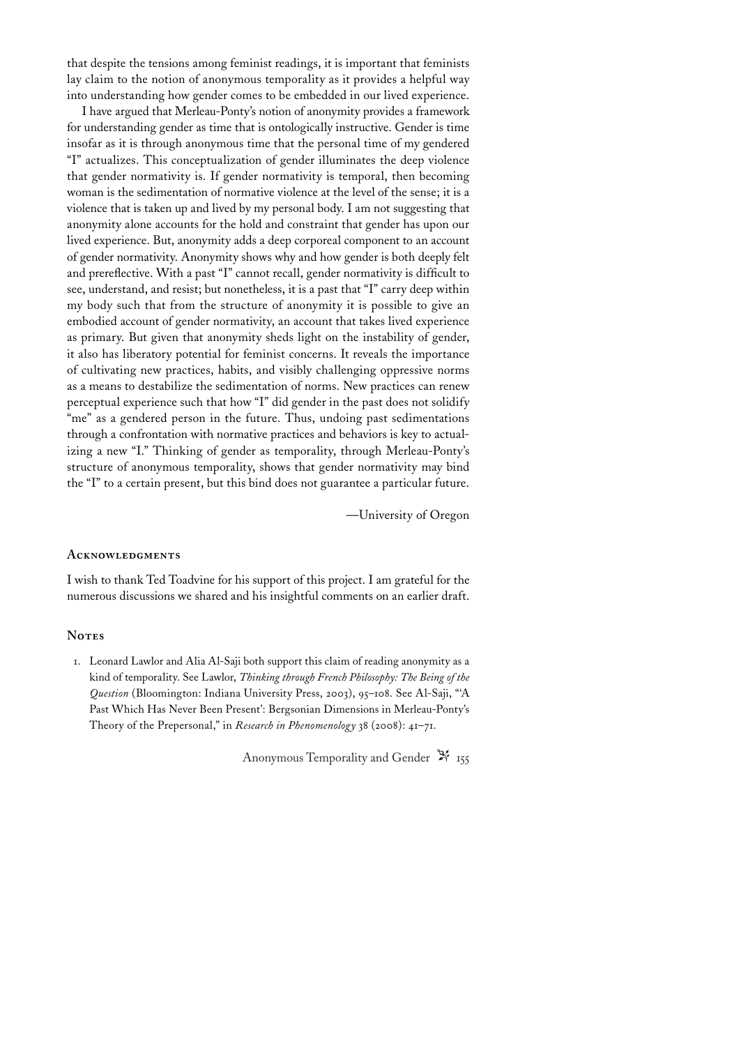that despite the tensions among feminist readings, it is important that feminists lay claim to the notion of anonymous temporality as it provides a helpful way into understanding how gender comes to be embedded in our lived experience.

I have argued that Merleau-Ponty's notion of anonymity provides a framework for understanding gender as time that is ontologically instructive. Gender is time insofar as it is through anonymous time that the personal time of my gendered "I" actualizes. This conceptualization of gender illuminates the deep violence that gender normativity is. If gender normativity is temporal, then becoming woman is the sedimentation of normative violence at the level of the sense; it is a violence that is taken up and lived by my personal body. I am not suggesting that anonymity alone accounts for the hold and constraint that gender has upon our lived experience. But, anonymity adds a deep corporeal component to an account of gender normativity. Anonymity shows why and how gender is both deeply felt and prereflective. With a past "I" cannot recall, gender normativity is difficult to see, understand, and resist; but nonetheless, it is a past that "I" carry deep within my body such that from the structure of anonymity it is possible to give an embodied account of gender normativity, an account that takes lived experience as primary. But given that anonymity sheds light on the instability of gender, it also has liberatory potential for feminist concerns. It reveals the importance of cultivating new practices, habits, and visibly challenging oppressive norms as a means to destabilize the sedimentation of norms. New practices can renew perceptual experience such that how "I" did gender in the past does not solidify "me" as a gendered person in the future. Thus, undoing past sedimentations through a confrontation with normative practices and behaviors is key to actualizing a new "I." Thinking of gender as temporality, through Merleau-Ponty's structure of anonymous temporality, shows that gender normativity may bind the "I" to a certain present, but this bind does not guarantee a particular future.

—University of Oregon

## Acknowledgments

I wish to thank Ted Toadvine for his support of this project. I am grateful for the numerous discussions we shared and his insightful comments on an earlier draft.

## Notes

1. Leonard Lawlor and Alia Al-Saji both support this claim of reading anonymity as a kind of temporality. See Lawlor, *Thinking through French Philosophy: The Being of the Question* (Bloomington: Indiana University Press, 2003), 95–108. See Al-Saji, "'A Past Which Has Never Been Present': Bergsonian Dimensions in Merleau-Ponty's Theory of the Prepersonal," in *Research in Phenomenology* 38 (2008): 41–71.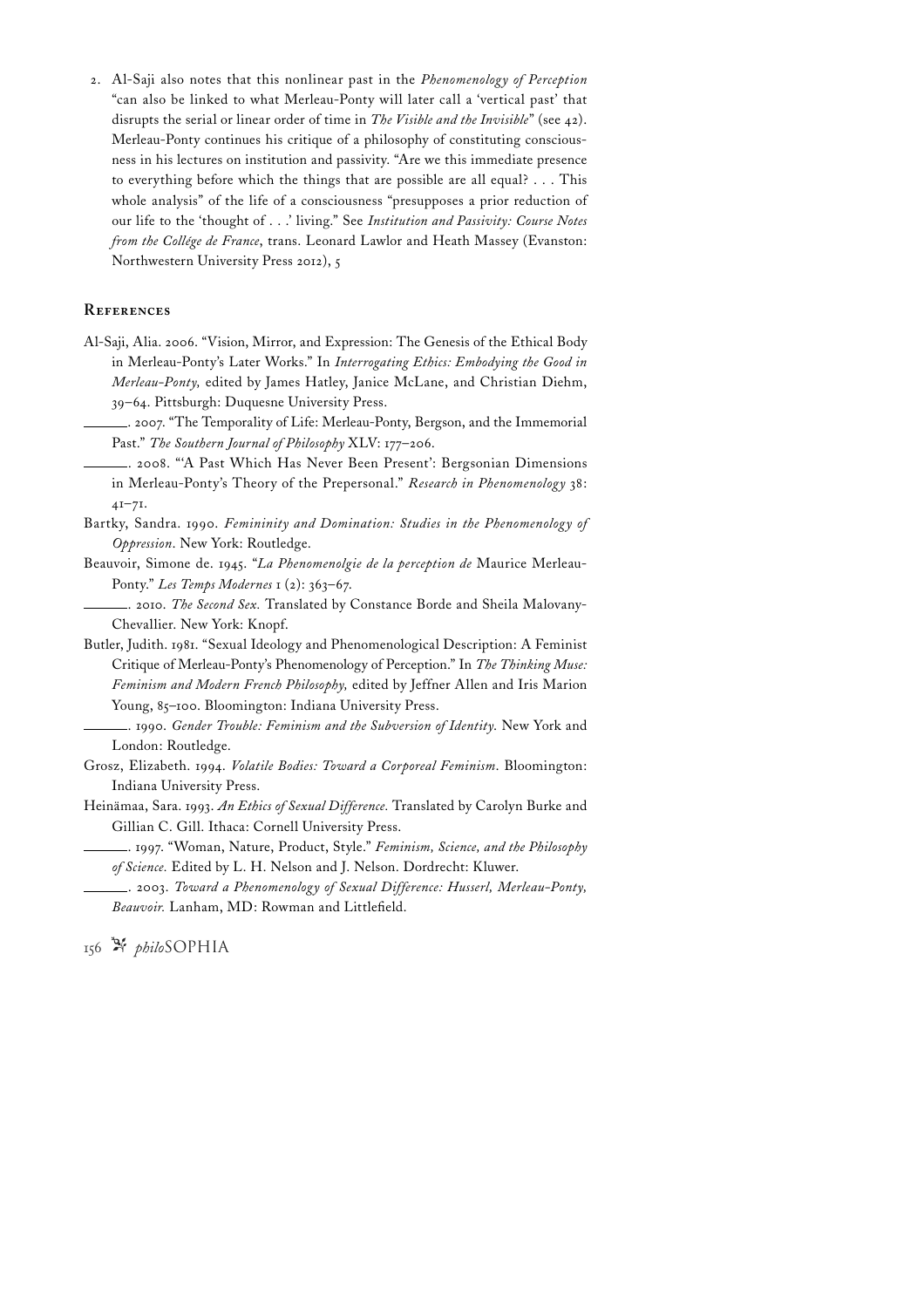2. Al-Saji also notes that this nonlinear past in the *Phenomenology of Perception* "can also be linked to what Merleau-Ponty will later call a 'vertical past' that disrupts the serial or linear order of time in *The Visible and the Invisible*" (see 42). Merleau-Ponty continues his critique of a philosophy of constituting consciousness in his lectures on institution and passivity. "Are we this immediate presence to everything before which the things that are possible are all equal? . . . This whole analysis" of the life of a consciousness "presupposes a prior reduction of our life to the 'thought of . . .' living." See *Institution and Passivity: Course Notes from the Collége de France*, trans. Leonard Lawlor and Heath Massey (Evanston: Northwestern University Press 2012), 5

## References

Al-Saji, Alia. 2006. "Vision, Mirror, and Expression: The Genesis of the Ethical Body in Merleau-Ponty's Later Works." In *Interrogating Ethics: Embodying the Good in Merleau-Ponty,* edited by James Hatley, Janice McLane, and Christian Diehm, 39–64. Pittsburgh: Duquesne University Press.

———. 2007. "The Temporality of Life: Merleau-Ponty, Bergson, and the Immemorial Past." *The Southern Journal of Philosophy* XLV: 177–206.

———. 2008. "'A Past Which Has Never Been Present': Bergsonian Dimensions in Merleau-Ponty's Theory of the Prepersonal." *Research in Phenomenology* 38: 41–71.

Bartky, Sandra. 1990. *Femininity and Domination: Studies in the Phenomenology of Oppression*. New York: Routledge.

Beauvoir, Simone de. 1945. "*La Phenomenolgie de la perception de* Maurice Merleau-Ponty." *Les Temps Modernes* 1 (2): 363–67.

———. 2010. *The Second Sex.* Translated by Constance Borde and Sheila Malovany-Chevallier. New York: Knopf.

Butler, Judith. 1981. "Sexual Ideology and Phenomenological Description: A Feminist Critique of Merleau-Ponty's Phenomenology of Perception." In *The Thinking Muse: Feminism and Modern French Philosophy,* edited by Jeffner Allen and Iris Marion Young, 85–100. Bloomington: Indiana University Press.

———. 1990. *Gender Trouble: Feminism and the Subversion of Identity.* New York and London: Routledge.

Grosz, Elizabeth. 1994. *Volatile Bodies: Toward a Corporeal Feminism*. Bloomington: Indiana University Press.

Heinämaa, Sara. 1993. *An Ethics of Sexual Difference.* Translated by Carolyn Burke and Gillian C. Gill. Ithaca: Cornell University Press.

———. 1997. "Woman, Nature, Product, Style." *Feminism, Science, and the Philosophy of Science.* Edited by L. H. Nelson and J. Nelson. Dordrecht: Kluwer.

———. 2003. *Toward a Phenomenology of Sexual Difference: Husserl, Merleau-Ponty, Beauvoir.* Lanham, MD: Rowman and Littlefield.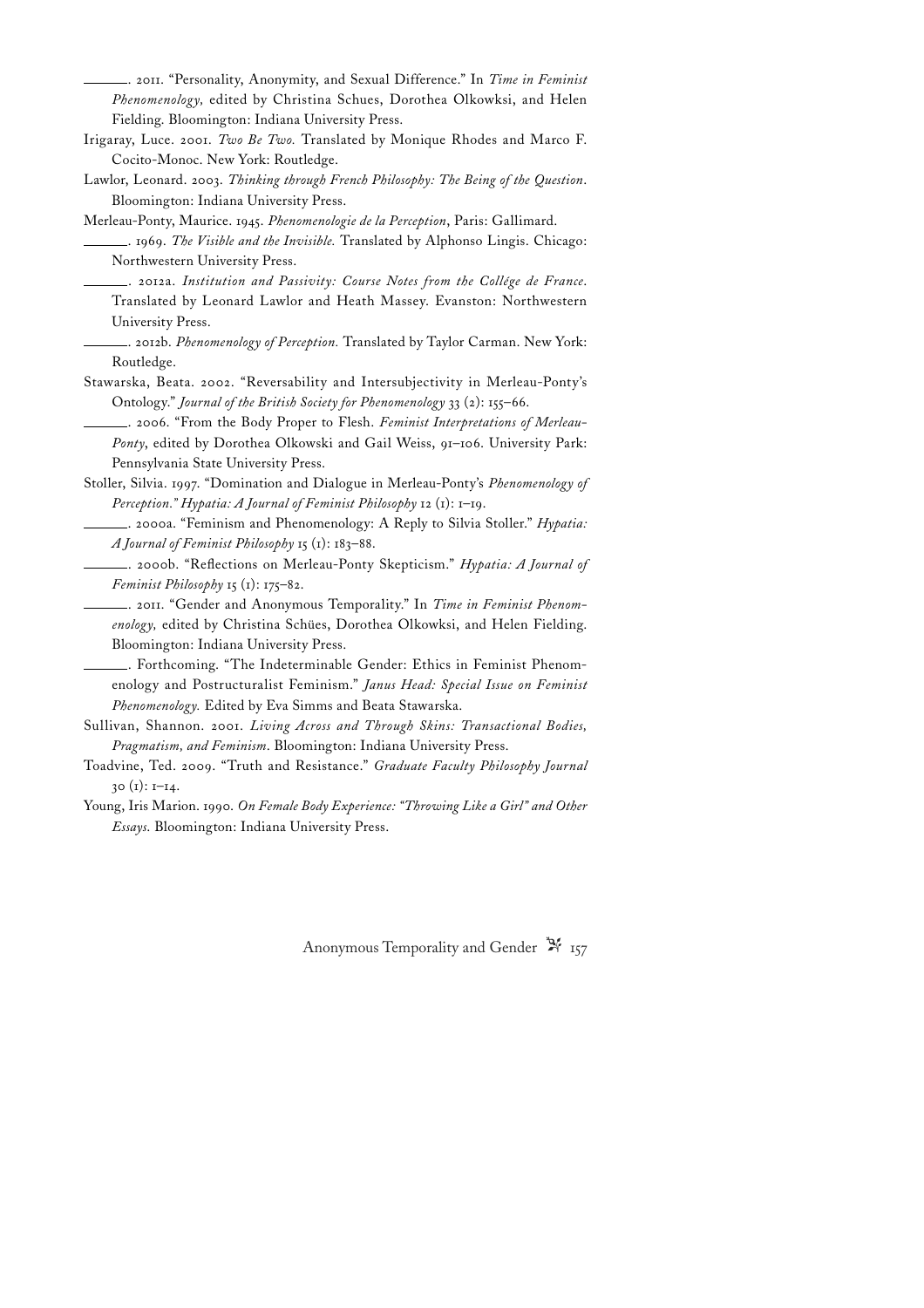______. 2011. "Personality, Anonymity, and Sexual Difference." In *Time in Feminist Phenomenology,* edited by Christina Schues, Dorothea Olkowksi, and Helen Fielding. Bloomington: Indiana University Press.

Irigaray, Luce. 2001. *Two Be Two.* Translated by Monique Rhodes and Marco F. Cocito-Monoc. New York: Routledge.

Lawlor, Leonard. 2003. *Thinking through French Philosophy: The Being of the Question*. Bloomington: Indiana University Press.

Merleau-Ponty, Maurice. 1945. *Phenomenologie de la Perception*, Paris: Gallimard.

______. 1969. *The Visible and the Invisible.* Translated by Alphonso Lingis. Chicago: Northwestern University Press.

______. 2012a. *Institution and Passivity: Course Notes from the Collége de France.* Translated by Leonard Lawlor and Heath Massey. Evanston: Northwestern University Press.

______. 2012b. *Phenomenology of Perception.* Translated by Taylor Carman. New York: Routledge.

Stawarska, Beata. 2002. "Reversability and Intersubjectivity in Merleau-Ponty's Ontology." *Journal of the British Society for Phenomenology* 33 (2): 155–66.

______. 2006. "From the Body Proper to Flesh. *Feminist Interpretations of Merleau-Ponty*, edited by Dorothea Olkowski and Gail Weiss, 91–106. University Park: Pennsylvania State University Press.

Stoller, Silvia. 1997. "Domination and Dialogue in Merleau-Ponty's *Phenomenology of Perception." Hypatia: A Journal of Feminist Philosophy* 12 (1): 1–19.

______. 2000a. "Feminism and Phenomenology: A Reply to Silvia Stoller." *Hypatia: A Journal of Feminist Philosophy* 15 (1): 183–88.

______. 2000b. "Reflections on Merleau-Ponty Skepticism." *Hypatia: A Journal of Feminist Philosophy* 15 (1): 175–82.

______. 2011. "Gender and Anonymous Temporality." In *Time in Feminist Phenomenology,* edited by Christina Schües, Dorothea Olkowksi, and Helen Fielding. Bloomington: Indiana University Press.

______. Forthcoming. "The Indeterminable Gender: Ethics in Feminist Phenomenology and Postructuralist Feminism." *Janus Head: Special Issue on Feminist Phenomenology.* Edited by Eva Simms and Beata Stawarska.

Sullivan, Shannon. 2001. *Living Across and Through Skins: Transactional Bodies, Pragmatism, and Feminism*. Bloomington: Indiana University Press.

Toadvine, Ted. 2009. "Truth and Resistance." *Graduate Faculty Philosophy Journal* 30 (1): 1–14.

Young, Iris Marion. 1990. *On Female Body Experience: "Throwing Like a Girl" and Other Essays*. Bloomington: Indiana University Press.